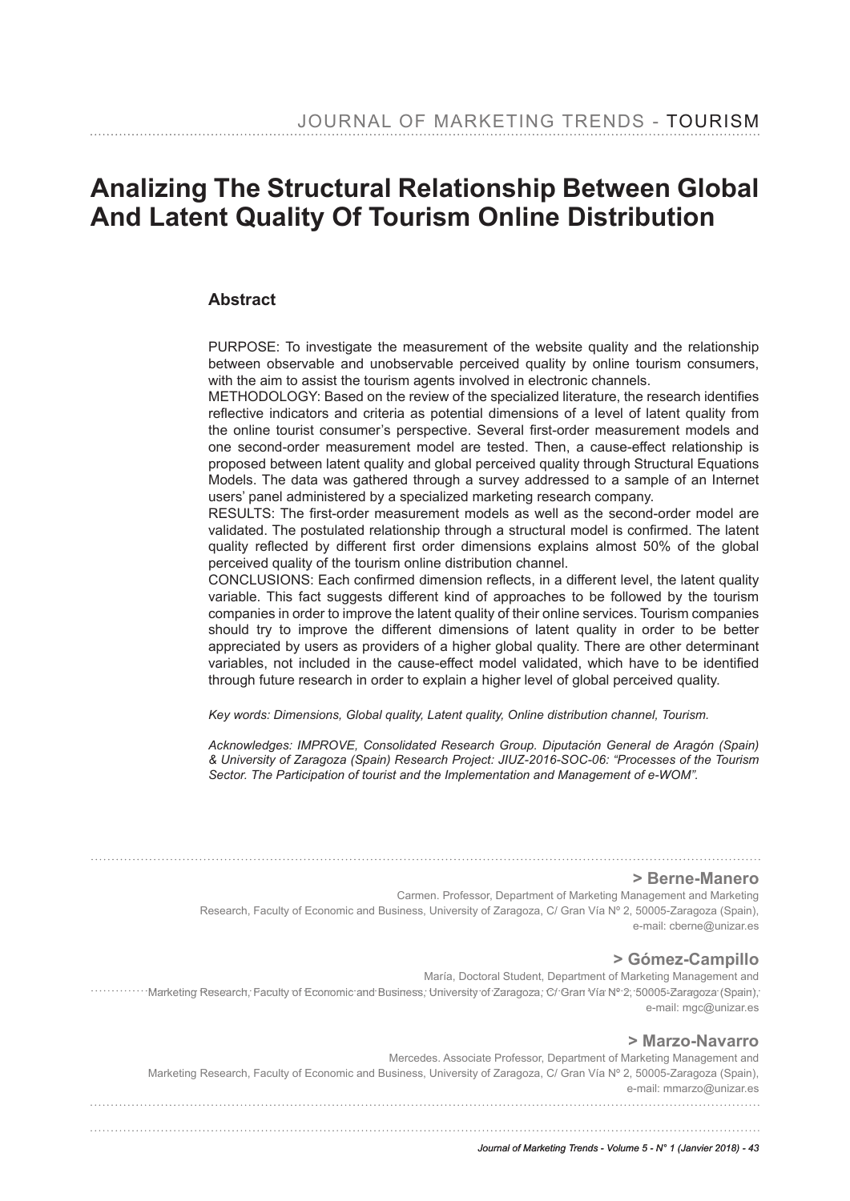# Analizing The Structural Relationship Between Global And Latent Quality Of Tourism Online Distribution

## Abstract

PURPOSE: To investigate the measurement of the website quality and the relationship between observable and unobservable perceived quality by online tourism consumers, with the aim to assist the tourism agents involved in electronic channels.

METHODOLOGY: Based on the review of the specialized literature, the research identifies reflective indicators and criteria as potential dimensions of a level of latent quality from the online tourist consumer's perspective. Several first-order measurement models and one second-order measurement model are tested. Then, a cause-effect relationship is proposed between latent quality and global perceived quality through Structural Equations Models. The data was gathered through a survey addressed to a sample of an Internet users' panel administered by a specialized marketing research company.

RESULTS: The first-order measurement models as well as the second-order model are validated. The postulated relationship through a structural model is confirmed. The latent quality reflected by different first order dimensions explains almost 50% of the global perceived quality of the tourism online distribution channel.

CONCLUSIONS: Each confirmed dimension reflects, in a different level, the latent quality variable. This fact suggests different kind of approaches to be followed by the tourism companies in order to improve the latent quality of their online services. Tourism companies should try to improve the different dimensions of latent quality in order to be better appreciated by users as providers of a higher global quality. There are other determinant variables, not included in the cause-effect model validated, which have to be identified through future research in order to explain a higher level of global perceived quality.

*Key words: Dimensions, Global quality, Latent quality, Online distribution channel, Tourism.*

*Acknowledges: IMPROVE, Consolidated Research Group. Diputación General de Aragón (Spain) & University of Zaragoza (Spain) Research Project: JIUZ-2016-SOC-06: "Processes of the Tourism Sector. The Participation of tourist and the Implementation and Management of e-WOM".*

**> Berne-Manero**

Carmen. Professor, Department of Marketing Management and Marketing Research, Faculty of Economic and Business, University of Zaragoza, C/ Gran Vía Nº 2, 50005-Zaragoza (Spain), e-mail: cberne@unizar.es

**> Gómez-Campillo**

María, Doctoral Student, Department of Marketing Management and Marketing Research, Faculty of Economic and Business, University of Zaragoza, C/ Gran Vía Nº 2, 50005-Zaragoza (Spain), e-mail: mgc@unizar.es

**> Marzo-Navarro**

Mercedes. Associate Professor, Department of Marketing Management and Marketing Research, Faculty of Economic and Business, University of Zaragoza, C/ Gran Vía Nº 2, 50005-Zaragoza (Spain), e-mail: mmarzo@unizar.es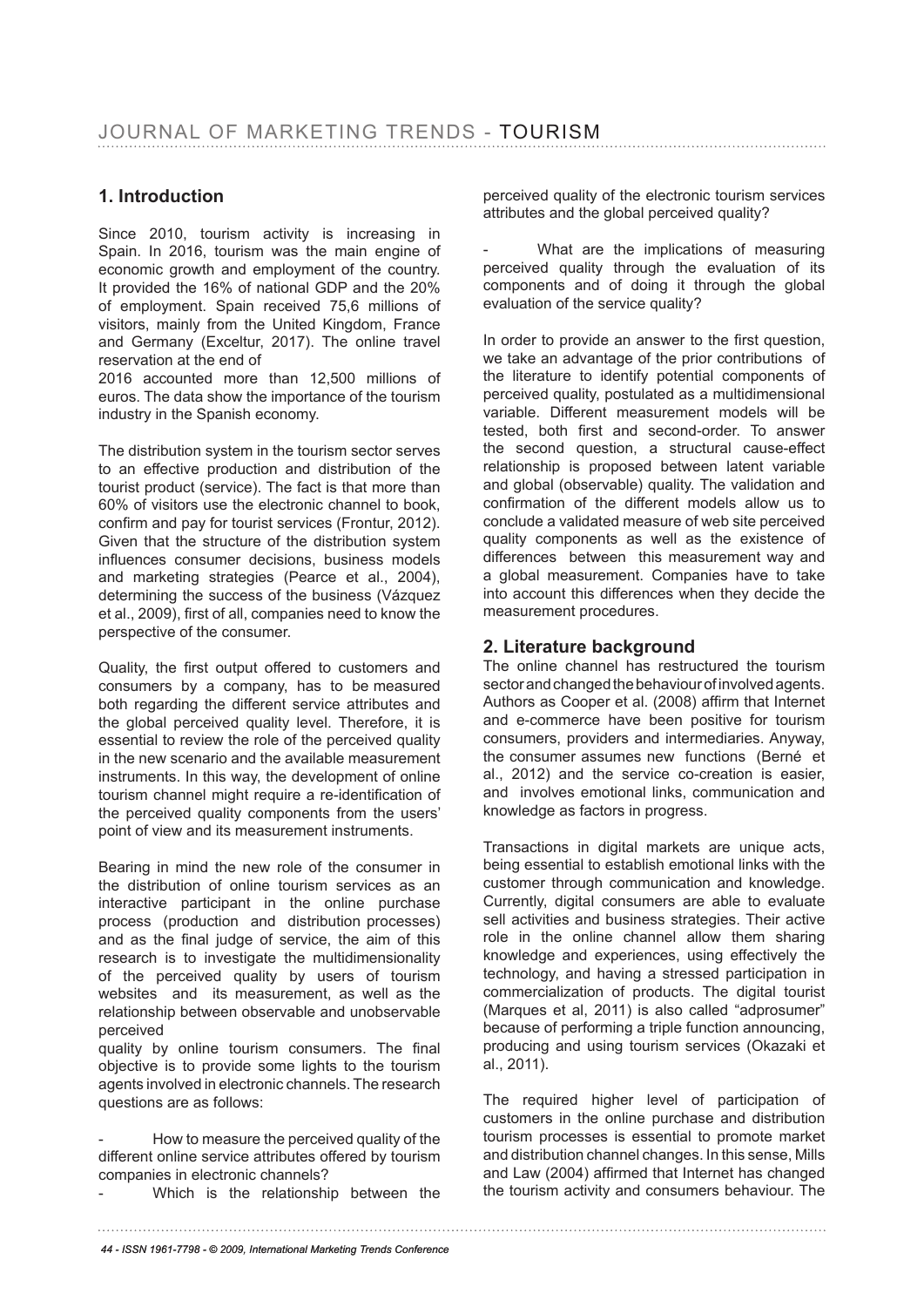## 1. Introduction

Since 2010, tourism activity is increasing in Spain. In 2016, tourism was the main engine of economic growth and employment of the country. It provided the 16% of national GDP and the 20% of employment. Spain received 75,6 millions of visitors, mainly from the United Kingdom, France and Germany (Exceltur, 2017). The online travel reservation at the end of 2016 accounted more than 12,500 millions of euros. The data show the importance of the tourism industry in the Spanish economy.

The distribution system in the tourism sector serves to an effective production and distribution of the tourist product (service). The fact is that more than 60% of visitors use the electronic channel to book, confirm and pay for tourist services (Frontur, 2012). Given that the structure of the distribution system influences consumer decisions, business models and marketing strategies (Pearce et al., 2004), determining the success of the business (Vázquez et al., 2009), first of all, companies need to know the perspective of the consumer.

Quality, the first output offered to customers and consumers by a company, has to be measured both regarding the different service attributes and the global perceived quality level. Therefore, it is essential to review the role of the perceived quality in the new scenario and the available measurement instruments. In this way, the development of online tourism channel might require a re-identification of the perceived quality components from the users' point of view and its measurement instruments.

Bearing in mind the new role of the consumer in the distribution of online tourism services as an interactive participant in the online purchase process (production and distribution processes) and as the final judge of service, the aim of this research is to investigate the multidimensionality of the perceived quality by users of tourism websites and its measurement, as well as the relationship between observable and unobservable perceived quality by online tourism consumers. The final objective is to provide some lights to the tourism agents involved in electronic channels. The research questions are as follows:

- How to measure the perceived quality of the different online service attributes offered by tourism companies in electronic channels?
- Which is the relationship between the perceived quality of the electronic tourism services attributes and the global perceived quality?
- What are the implications of measuring perceived quality through the evaluation of its components and of doing it through the global evaluation of the service quality?

In order to provide an answer to the first question, we take an advantage of the prior contributions of the literature to identify potential components of perceived quality, postulated as a multidimensional variable. Different measurement models will be tested, both first and second-order. To answer the second question, a structural cause-effect relationship is proposed between latent variable and global (observable) quality. The validation and confirmation of the different models allow us to conclude a validated measure of web site perceived quality components as well as the existence of differences between this measurement way and a global measurement. Companies have to take into account this differences when they decide the measurement procedures.

## 2. Literature background

The online channel has restructured the tourism sector and changed the behaviour of involved agents. Authors as Cooper et al. (2008) affirm that Internet and e-commerce have been positive for tourism consumers, providers and intermediaries. Anyway, the consumer assumes new functions (Berné et al., 2012) and the service co-creation is easier, and involves emotional links, communication and knowledge as factors in progress.

Transactions in digital markets are unique acts, being essential to establish emotional links with the customer through communication and knowledge. Currently, digital consumers are able to evaluate sell activities and business strategies. Their active role in the online channel allow them sharing knowledge and experiences, using effectively the technology, and having a stressed participation in commercialization of products. The digital tourist (Marques et al, 2011) is also called "adprosumer" because of performing a triple function announcing, producing and using tourism services (Okazaki et al., 2011).

The required higher level of participation of customers in the online purchase and distribution tourism processes is essential to promote market and distribution channel changes. In this sense, Mills and Law (2004) affirmed that Internet has changed the tourism activity and consumers behaviour. The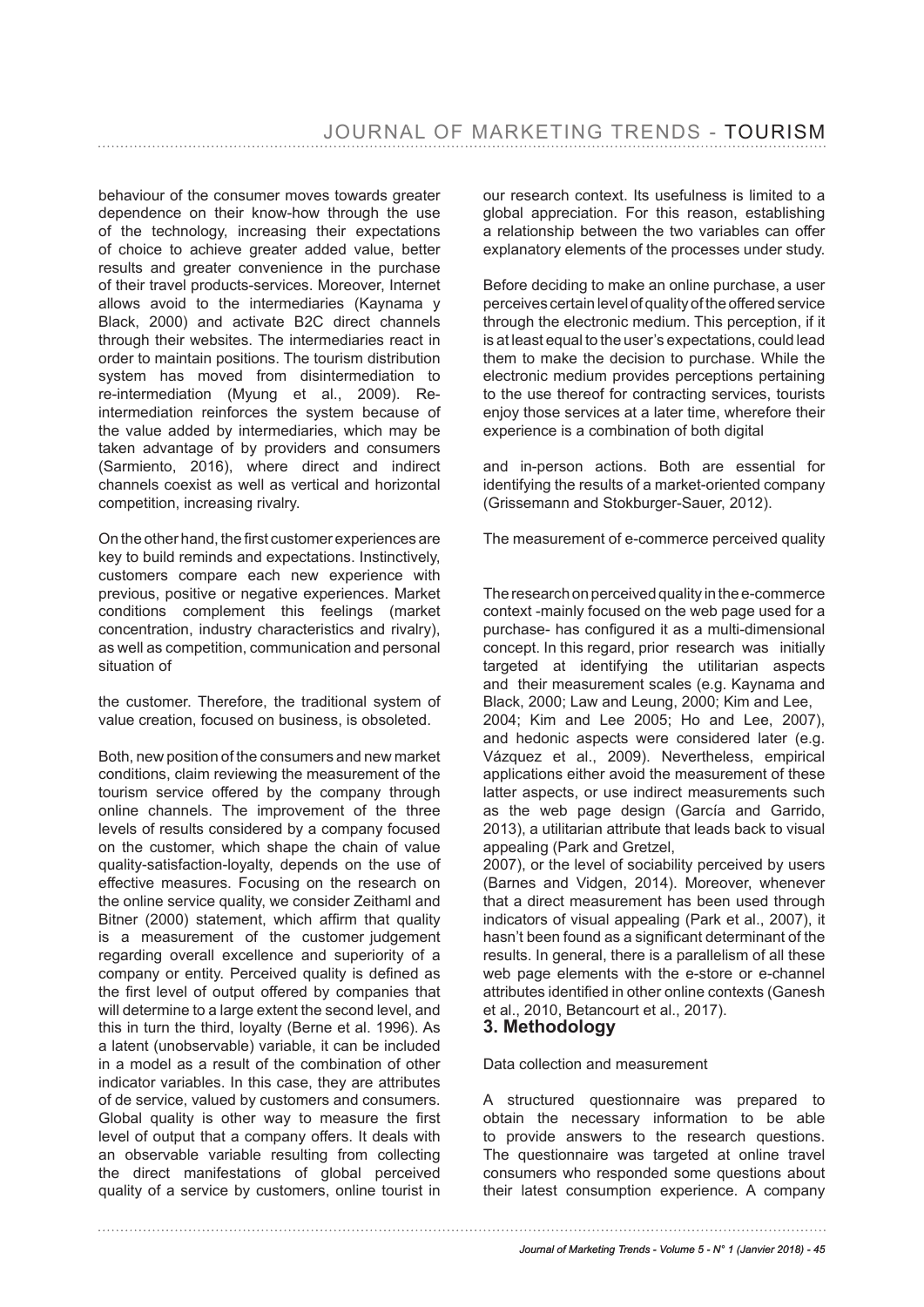behaviour of the consumer moves towards greater dependence on their know-how through the use of the technology, increasing their expectations of choice to achieve greater added value, better results and greater convenience in the purchase of their travel products-services. Moreover, Internet allows avoid to the intermediaries (Kaynama y Black, 2000) and activate B2C direct channels through their websites. The intermediaries react in order to maintain positions. The tourism distribution system has moved from disintermediation to re-intermediation (Myung et al., 2009). Re-intermediation reinforces the system because of the value added by intermediaries, which may be taken advantage of by providers and consumers (Sarmiento, 2016), where direct and indirect channels coexist as well as vertical and horizontal competition, increasing rivalry.

On the other hand, the first customer experiences are key to build reminds and expectations. Instinctively, customers compare each new experience with previous, positive or negative experiences. Market conditions complement this feelings (market concentration, industry characteristics and rivalry), as well as competition, communication and personal situation of the customer. Therefore, the traditional system of value creation, focused on business, is obsolete.

Both, new position of the consumers and new market conditions, claim reviewing the measurement of the tourism service offered by the company through online channels. The improvement of the three levels of results considered by a company focused on the customer, which shape the chain of value quality-satisfaction-loyalty, depends on the use of effective measures. Focusing on the research on the online service quality, we consider Zeithaml and Bitner (2000) statement, which affirm that quality is a measurement of the customer judgement regarding overall excellence and superiority of a company or entity. Perceived quality is defined as the first level of output offered by companies that will determine to a large extent the second level, and this in turn the third, loyalty (Berne et al. 1996). As a latent (unobservable) variable, it can be included in a model as a result of the combination of other indicator variables. In this case, they are attributes of de service, valued by customers and consumers. Global quality is other way to measure the first level of output that a company offers. It deals with an observable variable resulting from collecting the direct manifestations of global perceived quality of a service by customers, online tourist in our research context. Its usefulness is limited to a global appreciation. For this reason, establishing a relationship between the two variables can offer explanatory elements of the processes under study.

Before deciding to make an online purchase, a user perceives certain level of quality of the offered service through the electronic medium. This perception, if it is at least equal to the user's expectations, could lead them to make the decision to purchase. While the electronic medium provides perceptions pertaining to the use thereof for contracting services, tourists enjoy those services at a later time, wherefore their experience is a combination of both digital and in-person actions. Both are essential for identifying the results of a market-oriented company (Grissemann and Stokburger-Sauer, 2012).

The measurement of e-commerce perceived quality

The research on perceived quality in the e-commerce context -mainly focused on the web page used for a purchase- has configured it as a multi-dimensional concept. In this regard, prior research was initially targeted at identifying the utilitarian aspects and their measurement scales (e.g. Kaynama and Black, 2000; Law and Leung, 2000; Kim and Lee, 2004; Kim and Lee 2005; Ho and Lee, 2007), and hedonic aspects were considered later (e.g. Vázquez et al., 2009). Nevertheless, empirical applications either avoid the measurement of these latter aspects, or use indirect measurements such as the web page design (García and Garrido, 2013), a utilitarian attribute that leads back to visual appealing (Park and Gretzel, 2007), or the level of sociability perceived by users (Barnes and Vidgen, 2014). Moreover, whenever that a direct measurement has been used through indicators of visual appealing (Park et al., 2007), it hasn't been found as a significant determinant of the results. In general, there is a parallelism of all these web page elements with the e-store or e-channel attributes identified in other online contexts (Ganesh et al., 2010, Betancourt et al., 2017).

## 3. Methodology

Data collection and measurement

A structured questionnaire was prepared to obtain the necessary information to be able to provide answers to the research questions. The questionnaire was targeted at online travel consumers who responded some questions about their latest consumption experience. A company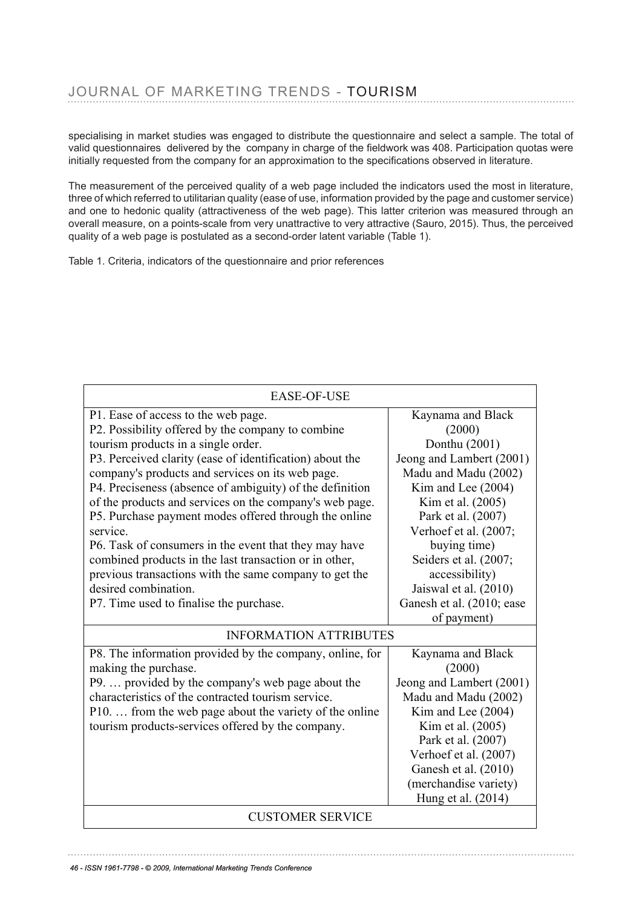specialising in market studies was engaged to distribute the questionnaire and select a sample. The total of valid questionnaires delivered by the company in charge of the fieldwork was 408. Participation quotas were initially requested from the company for an approximation to the specifications observed in literature.

The measurement of the perceived quality of a web page included the indicators used the most in literature, three of which referred to utilitarian quality (ease of use, information provided by the page and customer service) and one to hedonic quality (attractiveness of the web page). This latter criterion was measured through an overall measure, on a points-scale from very unattractive to very attractive (Sauro, 2015). Thus, the perceived quality of a web page is postulated as a second-order latent variable (Table 1).

Table 1. Criteria, indicators of the questionnaire and prior references

| EASE-OF-USE | |
|---|---|
| P1. Ease of access to the web page.<br>P2. Possibility offered by the company to combine tourism products in a single order.<br>P3. Perceived clarity (ease of identification) about the company's products and services on its web page.<br>P4. Preciseness (absence of ambiguity) of the definition of the products and services on the company's web page.<br>P5. Purchase payment modes offered through the online service.<br>P6. Task of consumers in the event that they may have combined products in the last transaction or in other, previous transactions with the same company to get the desired combination.<br>P7. Time used to finalise the purchase. | Kaynama and Black (2000)<br>Donthu (2001)<br>Jeong and Lambert (2001)<br>Madu and Madu (2002)<br>Kim and Lee (2004)<br>Kim et al. (2005)<br>Park et al. (2007)<br>Verhoef et al. (2007; buying time)<br>Seiders et al. (2007; accessibility)<br>Jaiswal et al. (2010)<br>Ganesh et al. (2010; ease of payment) |
| **INFORMATION ATTRIBUTES** | |
| P8. The information provided by the company, online, for making the purchase.<br>P9. … provided by the company's web page about the characteristics of the contracted tourism service.<br>P10. … from the web page about the variety of the online tourism products-services offered by the company. | Kaynama and Black (2000)<br>Jeong and Lambert (2001)<br>Madu and Madu (2002)<br>Kim and Lee (2004)<br>Kim et al. (2005)<br>Park et al. (2007)<br>Verhoef et al. (2007)<br>Ganesh et al. (2010) (merchandise variety)<br>Hung et al. (2014) |
| **CUSTOMER SERVICE** | |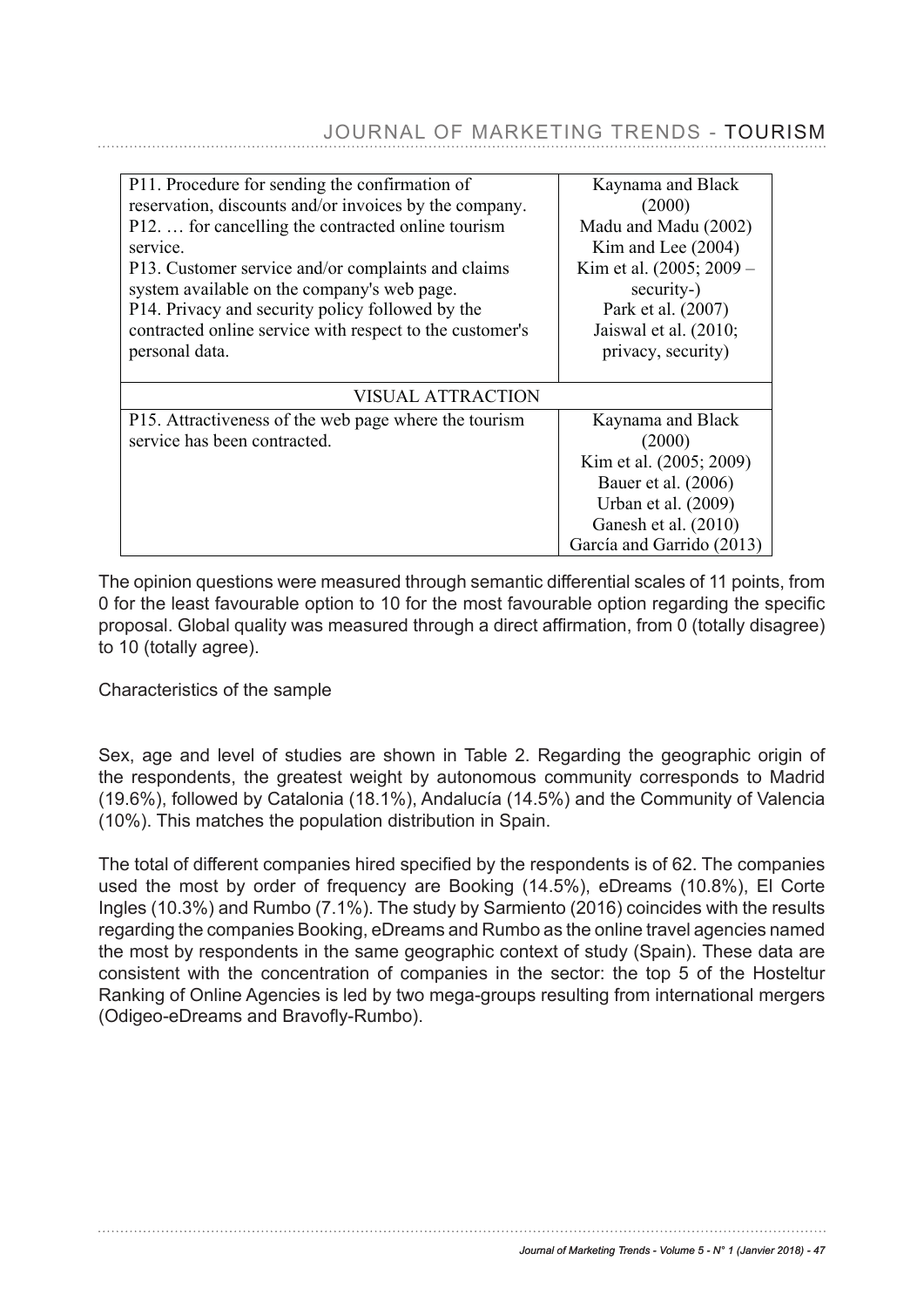| | |
|---|---|
| P11. Procedure for sending the confirmation of reservation, discounts and/or invoices by the company.<br>P12. … for cancelling the contracted online tourism service.<br>P13. Customer service and/or complaints and claims system available on the company's web page.<br>P14. Privacy and security policy followed by the contracted online service with respect to the customer's personal data. | Kaynama and Black (2000)<br>Madu and Madu (2002)<br>Kim and Lee (2004)<br>Kim et al. (2005; 2009 – security-)<br>Park et al. (2007)<br>Jaiswal et al. (2010; privacy, security) |
| VISUAL ATTRACTION | |
| P15. Attractiveness of the web page where the tourism service has been contracted. | Kaynama and Black (2000)<br>Kim et al. (2005; 2009)<br>Bauer et al. (2006)<br>Urban et al. (2009)<br>Ganesh et al. (2010)<br>García and Garrido (2013) |

The opinion questions were measured through semantic differential scales of 11 points, from 0 for the least favourable option to 10 for the most favourable option regarding the specific proposal. Global quality was measured through a direct affirmation, from 0 (totally disagree) to 10 (totally agree).

Characteristics of the sample

Sex, age and level of studies are shown in Table 2. Regarding the geographic origin of the respondents, the greatest weight by autonomous community corresponds to Madrid (19.6%), followed by Catalonia (18.1%), Andalucía (14.5%) and the Community of Valencia (10%). This matches the population distribution in Spain.

The total of different companies hired specified by the respondents is of 62. The companies used the most by order of frequency are Booking (14.5%), eDreams (10.8%), El Corte Ingles (10.3%) and Rumbo (7.1%). The study by Sarmiento (2016) coincides with the results regarding the companies Booking, eDreams and Rumbo as the online travel agencies named the most by respondents in the same geographic context of study (Spain). These data are consistent with the concentration of companies in the sector: the top 5 of the Hosteltur Ranking of Online Agencies is led by two mega-groups resulting from international mergers (Odigeo-eDreams and Bravofly-Rumbo).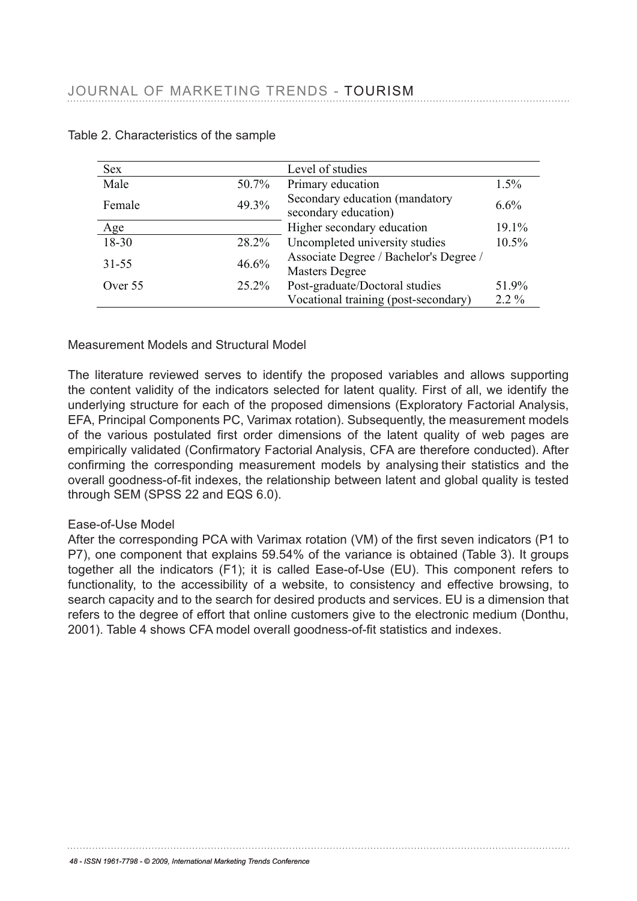Table 2. Characteristics of the sample

| Sex | | Level of studies | |
|---|---|---|---|
| Male | 50.7% | Primary education | 1.5% |
| Female | 49.3% | Secondary education (mandatory secondary education) | 6.6% |
| **Age** | | Higher secondary education | 19.1% |
| 18-30 | 28.2% | Uncompleted university studies | 10.5% |
| 31-55 | 46.6% | Associate Degree / Bachelor's Degree / Masters Degree | |
| Over 55 | 25.2% | Post-graduate/Doctoral studies | 51.9% |
| | | Vocational training (post-secondary) | 2.2 % |

## Measurement Models and Structural Model

The literature reviewed serves to identify the proposed variables and allows supporting the content validity of the indicators selected for latent quality. First of all, we identify the underlying structure for each of the proposed dimensions (Exploratory Factorial Analysis, EFA, Principal Components PC, Varimax rotation). Subsequently, the measurement models of the various postulated first order dimensions of the latent quality of web pages are empirically validated (Confirmatory Factorial Analysis, CFA are therefore conducted). After confirming the corresponding measurement models by analysing their statistics and the overall goodness-of-fit indexes, the relationship between latent and global quality is tested through SEM (SPSS 22 and EQS 6.0).

### Ease-of-Use Model

After the corresponding PCA with Varimax rotation (VM) of the first seven indicators (P1 to P7), one component that explains 59.54% of the variance is obtained (Table 3). It groups together all the indicators (F1); it is called Ease-of-Use (EU). This component refers to functionality, to the accessibility of a website, to consistency and effective browsing, to search capacity and to the search for desired products and services. EU is a dimension that refers to the degree of effort that online customers give to the electronic medium (Donthu, 2001). Table 4 shows CFA model overall goodness-of-fit statistics and indexes.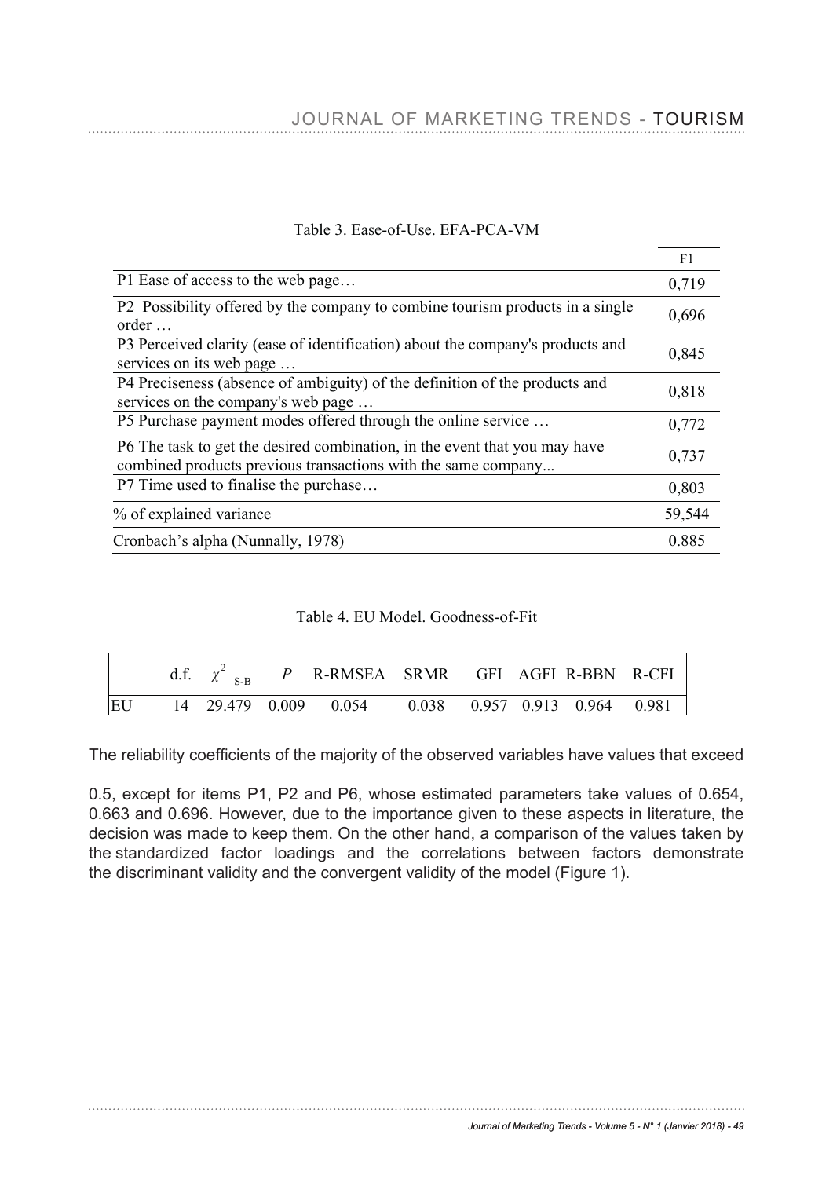Table 3. Ease-of-Use. EFA-PCA-VM

| | F1 |
|---|---|
| P1 Ease of access to the web page… | 0,719 |
| P2 Possibility offered by the company to combine tourism products in a single order … | 0,696 |
| P3 Perceived clarity (ease of identification) about the company's products and services on its web page … | 0,845 |
| P4 Preciseness (absence of ambiguity) of the definition of the products and services on the company's web page … | 0,818 |
| P5 Purchase payment modes offered through the online service … | 0,772 |
| P6 The task to get the desired combination, in the event that you may have combined products previous transactions with the same company... | 0,737 |
| P7 Time used to finalise the purchase… | 0,803 |
| % of explained variance | 59,544 |
| Cronbach's alpha (Nunnally, 1978) | 0.885 |

Table 4. EU Model. Goodness-of-Fit

| | d.f. | $\chi^2_{S-B}$ | $P$ | R-RMSEA | SRMR | GFI | AGFI | R-BBN | R-CFI |
|---|---|---|---|---|---|---|---|---|---|
| EU | 14 | 29.479 | 0.009 | 0.054 | 0.038 | 0.957 | 0.913 | 0.964 | 0.981 |

The reliability coefficients of the majority of the observed variables have values that exceed

0.5, except for items P1, P2 and P6, whose estimated parameters take values of 0.654, 0.663 and 0.696. However, due to the importance given to these aspects in literature, the decision was made to keep them. On the other hand, a comparison of the values taken by the standardized factor loadings and the correlations between factors demonstrate the discriminant validity and the convergent validity of the model (Figure 1).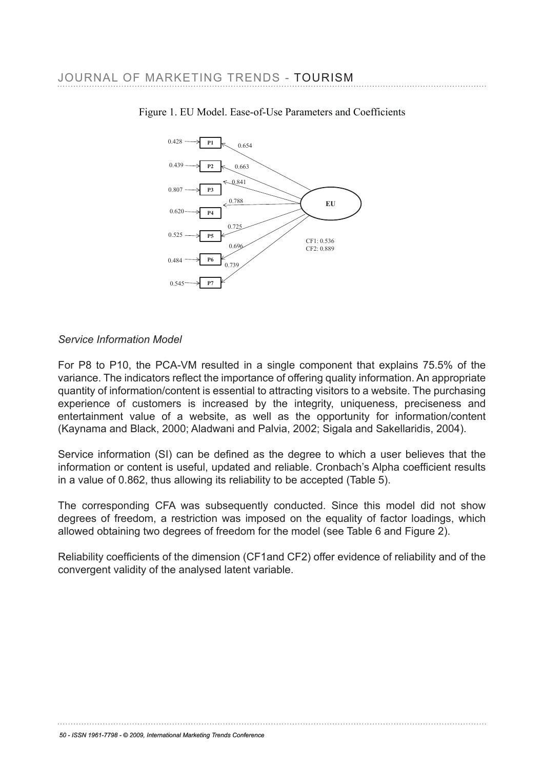Figure 1. EU Model. Ease-of-Use Parameters and Coefficients

*Service Information Model*

For P8 to P10, the PCA-VM resulted in a single component that explains 75.5% of the variance. The indicators reflect the importance of offering quality information. An appropriate quantity of information/content is essential to attracting visitors to a website. The purchasing experience of customers is increased by the integrity, uniqueness, preciseness and entertainment value of a website, as well as the opportunity for information/content (Kaynama and Black, 2000; Aladwani and Palvia, 2002; Sigala and Sakellaridis, 2004).

Service information (SI) can be defined as the degree to which a user believes that the information or content is useful, updated and reliable. Cronbach's Alpha coefficient results in a value of 0.862, thus allowing its reliability to be accepted (Table 5).

The corresponding CFA was subsequently conducted. Since this model did not show degrees of freedom, a restriction was imposed on the equality of factor loadings, which allowed obtaining two degrees of freedom for the model (see Table 6 and Figure 2).

Reliability coefficients of the dimension (CF1and CF2) offer evidence of reliability and of the convergent validity of the analysed latent variable.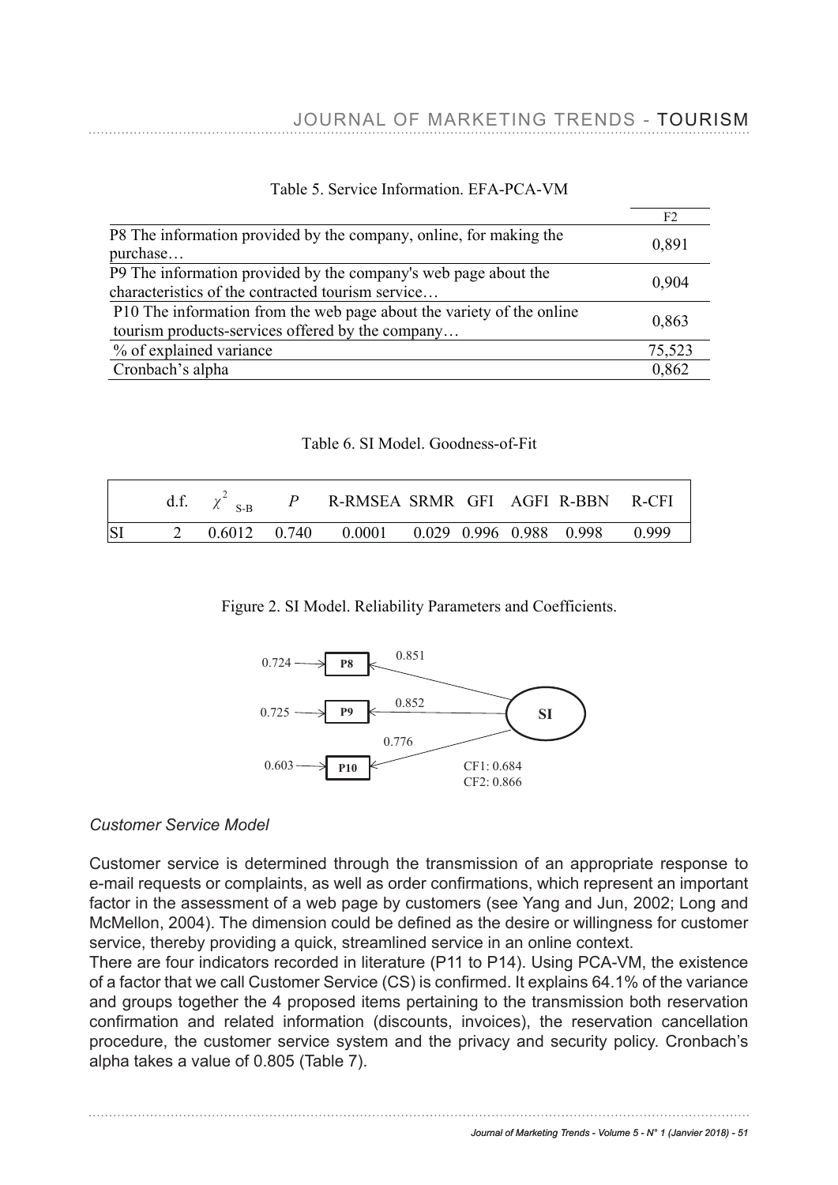Table 5. Service Information. EFA-PCA-VM

| | F2 |
|---|---|
| P8 The information provided by the company, online, for making the purchase… | 0,891 |
| P9 The information provided by the company's web page about the characteristics of the contracted tourism service… | 0,904 |
| P10 The information from the web page about the variety of the online tourism products-services offered by the company… | 0,863 |
| % of explained variance | 75,523 |
| Cronbach's alpha | 0,862 |

Table 6. SI Model. Goodness-of-Fit

| | d.f. | $\chi^2_{S\text{-}B}$ | $P$ | R-RMSEA | SRMR | GFI | AGFI | R-BBN | R-CFI |
|---|---|---|---|---|---|---|---|---|---|
| SI | 2 | 0.6012 | 0.740 | 0.0001 | 0.029 | 0.996 | 0.988 | 0.998 | 0.999 |

Figure 2. SI Model. Reliability Parameters and Coefficients.

| Indicator | Reliability | Loading (SI) |
|---|---|---|
| P8 | 0.724 | 0.851 |
| P9 | 0.725 | 0.852 |
| P10 | 0.603 | 0.776 |

CF1: 0.684
CF2: 0.866

### *Customer Service Model*

Customer service is determined through the transmission of an appropriate response to e-mail requests or complaints, as well as order confirmations, which represent an important factor in the assessment of a web page by customers (see Yang and Jun, 2002; Long and McMellon, 2004). The dimension could be defined as the desire or willingness for customer service, thereby providing a quick, streamlined service in an online context.

There are four indicators recorded in literature (P11 to P14). Using PCA-VM, the existence of a factor that we call Customer Service (CS) is confirmed. It explains 64.1% of the variance and groups together the 4 proposed items pertaining to the transmission both reservation confirmation and related information (discounts, invoices), the reservation cancellation procedure, the customer service system and the privacy and security policy. Cronbach's alpha takes a value of 0.805 (Table 7).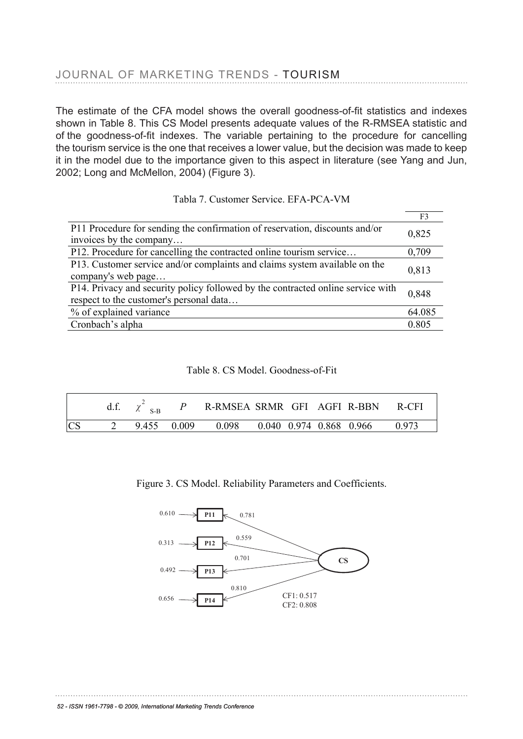The estimate of the CFA model shows the overall goodness-of-fit statistics and indexes shown in Table 8. This CS Model presents adequate values of the R-RMSEA statistic and of the goodness-of-fit indexes. The variable pertaining to the procedure for cancelling the tourism service is the one that receives a lower value, but the decision was made to keep it in the model due to the importance given to this aspect in literature (see Yang and Jun, 2002; Long and McMellon, 2004) (Figure 3).

Tabla 7. Customer Service. EFA-PCA-VM

| | F3 |
|---|---|
| P11 Procedure for sending the confirmation of reservation, discounts and/or invoices by the company… | 0,825 |
| P12. Procedure for cancelling the contracted online tourism service… | 0,709 |
| P13. Customer service and/or complaints and claims system available on the company's web page… | 0,813 |
| P14. Privacy and security policy followed by the contracted online service with respect to the customer's personal data… | 0,848 |
| % of explained variance | 64.085 |
| Cronbach's alpha | 0.805 |

Table 8. CS Model. Goodness-of-Fit

| | d.f. | $\chi^2_{S-B}$ | $P$ | R-RMSEA | SRMR | GFI | AGFI | R-BBN | R-CFI |
|---|---|---|---|---|---|---|---|---|---|
| CS | 2 | 9.455 | 0.009 | 0.098 | 0.040 | 0.974 | 0.868 | 0.966 | 0.973 |

Figure 3. CS Model. Reliability Parameters and Coefficients.

| Indicator | Reliability | Loading on CS |
|---|---|---|
| P11 | 0.610 | 0.781 |
| P12 | 0.313 | 0.559 |
| P13 | 0.492 | 0.701 |
| P14 | 0.656 | 0.810 |

CF1: 0.517
CF2: 0.808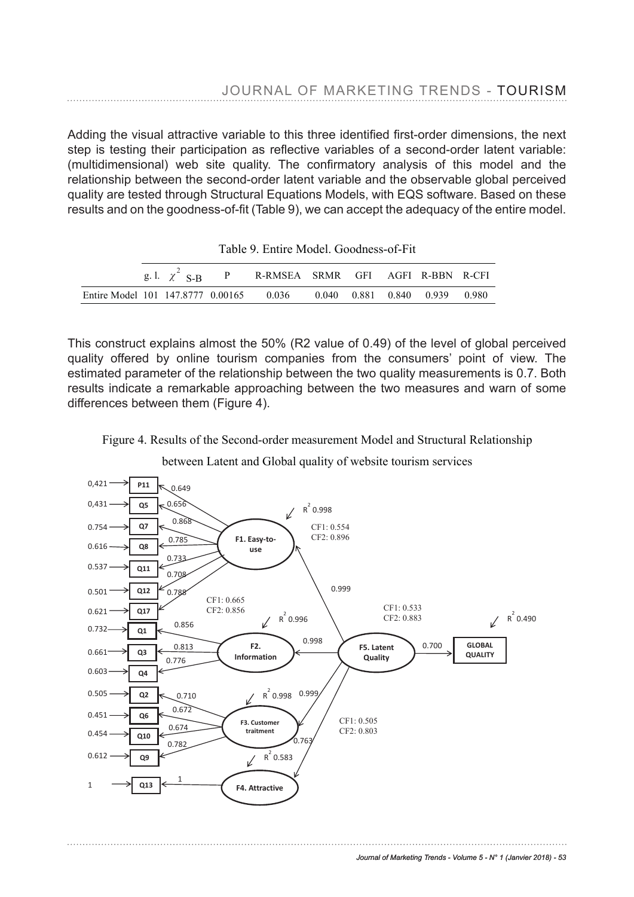Adding the visual attractive variable to this three identified first-order dimensions, the next step is testing their participation as reflective variables of a second-order latent variable: (multidimensional) web site quality. The confirmatory analysis of this model and the relationship between the second-order latent variable and the observable global perceived quality are tested through Structural Equations Models, with EQS software. Based on these results and on the goodness-of-fit (Table 9), we can accept the adequacy of the entire model.

Table 9. Entire Model. Goodness-of-Fit

| | g. l. | $\chi^2$ S-B | P | R-RMSEA | SRMR | GFI | AGFI | R-BBN | R-CFI |
|---|---|---|---|---|---|---|---|---|---|
| Entire Model | 101 | 147.8777 | 0.00165 | 0.036 | 0.040 | 0.881 | 0.840 | 0.939 | 0.980 |

This construct explains almost the 50% (R2 value of 0.49) of the level of global perceived quality offered by online tourism companies from the consumers' point of view. The estimated parameter of the relationship between the two quality measurements is 0.7. Both results indicate a remarkable approaching between the two measures and warn of some differences between them (Figure 4).

Figure 4. Results of the Second-order measurement Model and Structural Relationship between Latent and Global quality of website tourism services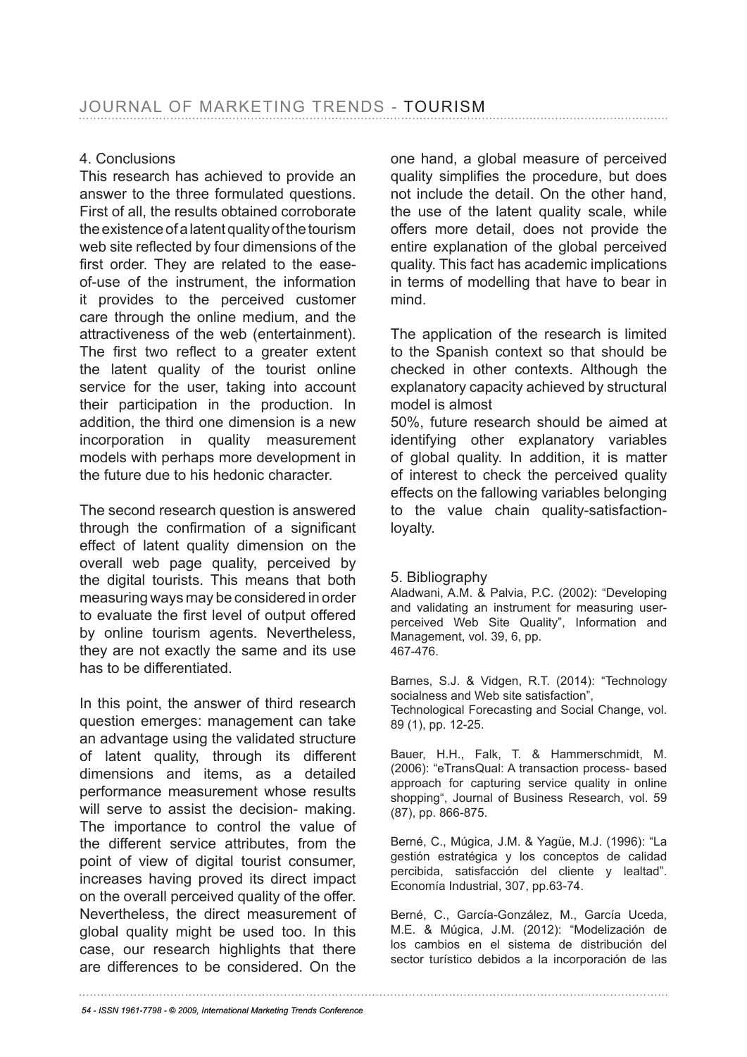## 4. Conclusions

This research has achieved to provide an answer to the three formulated questions. First of all, the results obtained corroborate the existence of a latent quality of the tourism web site reflected by four dimensions of the first order. They are related to the ease-of-use of the instrument, the information it provides to the perceived customer care through the online medium, and the attractiveness of the web (entertainment). The first two reflect to a greater extent the latent quality of the tourist online service for the user, taking into account their participation in the production. In addition, the third one dimension is a new incorporation in quality measurement models with perhaps more development in the future due to his hedonic character.

The second research question is answered through the confirmation of a significant effect of latent quality dimension on the overall web page quality, perceived by the digital tourists. This means that both measuring ways may be considered in order to evaluate the first level of output offered by online tourism agents. Nevertheless, they are not exactly the same and its use has to be differentiated.

In this point, the answer of third research question emerges: management can take an advantage using the validated structure of latent quality, through its different dimensions and items, as a detailed performance measurement whose results will serve to assist the decision- making. The importance to control the value of the different service attributes, from the point of view of digital tourist consumer, increases having proved its direct impact on the overall perceived quality of the offer. Nevertheless, the direct measurement of global quality might be used too. In this case, our research highlights that there are differences to be considered. On the one hand, a global measure of perceived quality simplifies the procedure, but does not include the detail. On the other hand, the use of the latent quality scale, while offers more detail, does not provide the entire explanation of the global perceived quality. This fact has academic implications in terms of modelling that have to bear in mind.

The application of the research is limited to the Spanish context so that should be checked in other contexts. Although the explanatory capacity achieved by structural model is almost 50%, future research should be aimed at identifying other explanatory variables of global quality. In addition, it is matter of interest to check the perceived quality effects on the fallowing variables belonging to the value chain quality-satisfaction-loyalty.

## 5. Bibliography

Aladwani, A.M. & Palvia, P.C. (2002): "Developing and validating an instrument for measuring user-perceived Web Site Quality", Information and Management, vol. 39, 6, pp. 467-476.

Barnes, S.J. & Vidgen, R.T. (2014): "Technology socialness and Web site satisfaction", Technological Forecasting and Social Change, vol. 89 (1), pp. 12-25.

Bauer, H.H., Falk, T. & Hammerschmidt, M. (2006): "eTransQual: A transaction process- based approach for capturing service quality in online shopping", Journal of Business Research, vol. 59 (87), pp. 866-875.

Berné, C., Múgica, J.M. & Yagüe, M.J. (1996): "La gestión estratégica y los conceptos de calidad percibida, satisfacción del cliente y lealtad". Economía Industrial, 307, pp.63-74.

Berné, C., García-González, M., García Uceda, M.E. & Múgica, J.M. (2012): "Modelización de los cambios en el sistema de distribución del sector turístico debidos a la incorporación de las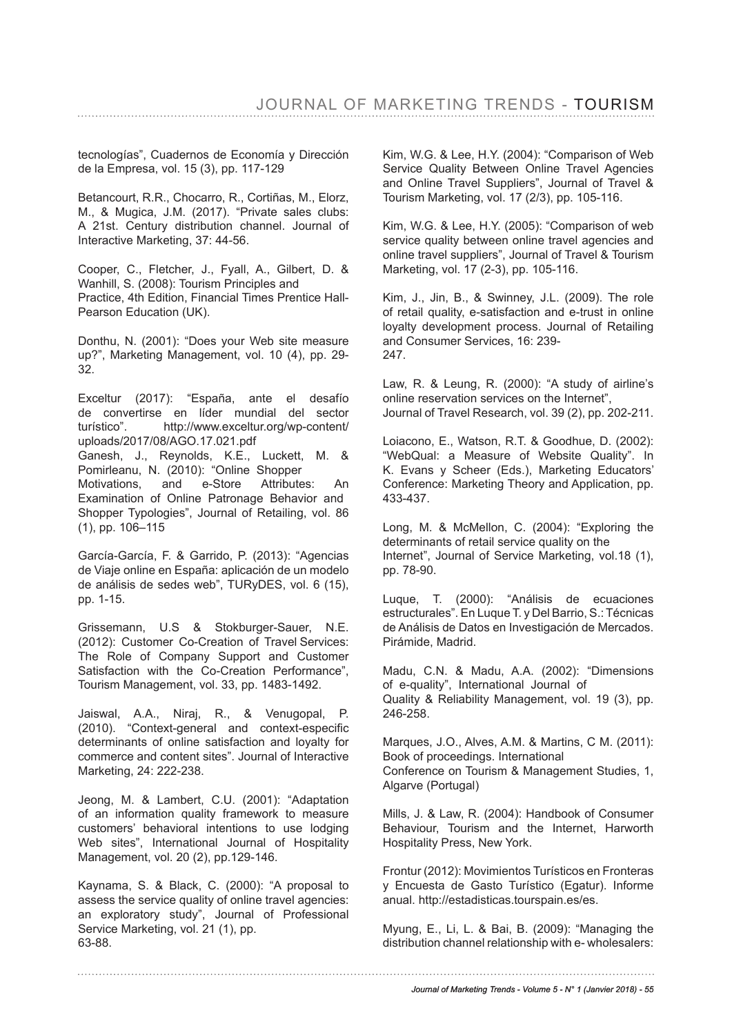tecnologías", Cuadernos de Economía y Dirección de la Empresa, vol. 15 (3), pp. 117-129

Betancourt, R.R., Chocarro, R., Cortiñas, M., Elorz, M., & Mugica, J.M. (2017). "Private sales clubs: A 21st. Century distribution channel. Journal of Interactive Marketing, 37: 44-56.

Cooper, C., Fletcher, J., Fyall, A., Gilbert, D. & Wanhill, S. (2008): Tourism Principles and Practice, 4th Edition, Financial Times Prentice Hall-Pearson Education (UK).

Donthu, N. (2001): "Does your Web site measure up?", Marketing Management, vol. 10 (4), pp. 29-32.

Exceltur (2017): "España, ante el desafío de convertirse en líder mundial del sector turístico". http://www.exceltur.org/wp-content/uploads/2017/08/AGO.17.021.pdf

Ganesh, J., Reynolds, K.E., Luckett, M. & Pomirleanu, N. (2010): "Online Shopper Motivations, and e-Store Attributes: An Examination of Online Patronage Behavior and Shopper Typologies", Journal of Retailing, vol. 86 (1), pp. 106–115

García-García, F. & Garrido, P. (2013): "Agencias de Viaje online en España: aplicación de un modelo de análisis de sedes web", TURyDES, vol. 6 (15), pp. 1-15.

Grissemann, U.S & Stokburger-Sauer, N.E. (2012): Customer Co-Creation of Travel Services: The Role of Company Support and Customer Satisfaction with the Co-Creation Performance", Tourism Management, vol. 33, pp. 1483-1492.

Jaiswal, A.A., Niraj, R., & Venugopal, P. (2010). "Context-general and context-especific determinants of online satisfaction and loyalty for commerce and content sites". Journal of Interactive Marketing, 24: 222-238.

Jeong, M. & Lambert, C.U. (2001): "Adaptation of an information quality framework to measure customers' behavioral intentions to use lodging Web sites", International Journal of Hospitality Management, vol. 20 (2), pp.129-146.

Kaynama, S. & Black, C. (2000): "A proposal to assess the service quality of online travel agencies: an exploratory study", Journal of Professional Service Marketing, vol. 21 (1), pp. 63-88.

Kim, W.G. & Lee, H.Y. (2004): "Comparison of Web Service Quality Between Online Travel Agencies and Online Travel Suppliers", Journal of Travel & Tourism Marketing, vol. 17 (2/3), pp. 105-116.

Kim, W.G. & Lee, H.Y. (2005): "Comparison of web service quality between online travel agencies and online travel suppliers", Journal of Travel & Tourism Marketing, vol. 17 (2-3), pp. 105-116.

Kim, J., Jin, B., & Swinney, J.L. (2009). The role of retail quality, e-satisfaction and e-trust in online loyalty development process. Journal of Retailing and Consumer Services, 16: 239-247.

Law, R. & Leung, R. (2000): "A study of airline's online reservation services on the Internet", Journal of Travel Research, vol. 39 (2), pp. 202-211.

Loiacono, E., Watson, R.T. & Goodhue, D. (2002): "WebQual: a Measure of Website Quality". In K. Evans y Scheer (Eds.), Marketing Educators' Conference: Marketing Theory and Application, pp. 433-437.

Long, M. & McMellon, C. (2004): "Exploring the determinants of retail service quality on the Internet", Journal of Service Marketing, vol.18 (1), pp. 78-90.

Luque, T. (2000): "Análisis de ecuaciones estructurales". En Luque T. y Del Barrio, S.: Técnicas de Análisis de Datos en Investigación de Mercados. Pirámide, Madrid.

Madu, C.N. & Madu, A.A. (2002): "Dimensions of e-quality", International Journal of Quality & Reliability Management, vol. 19 (3), pp. 246-258.

Marques, J.O., Alves, A.M. & Martins, C M. (2011): Book of proceedings. International Conference on Tourism & Management Studies, 1, Algarve (Portugal)

Mills, J. & Law, R. (2004): Handbook of Consumer Behaviour, Tourism and the Internet, Harworth Hospitality Press, New York.

Frontur (2012): Movimientos Turísticos en Fronteras y Encuesta de Gasto Turístico (Egatur). Informe anual. http://estadisticas.tourspain.es/es.

Myung, E., Li, L. & Bai, B. (2009): "Managing the distribution channel relationship with e- wholesalers: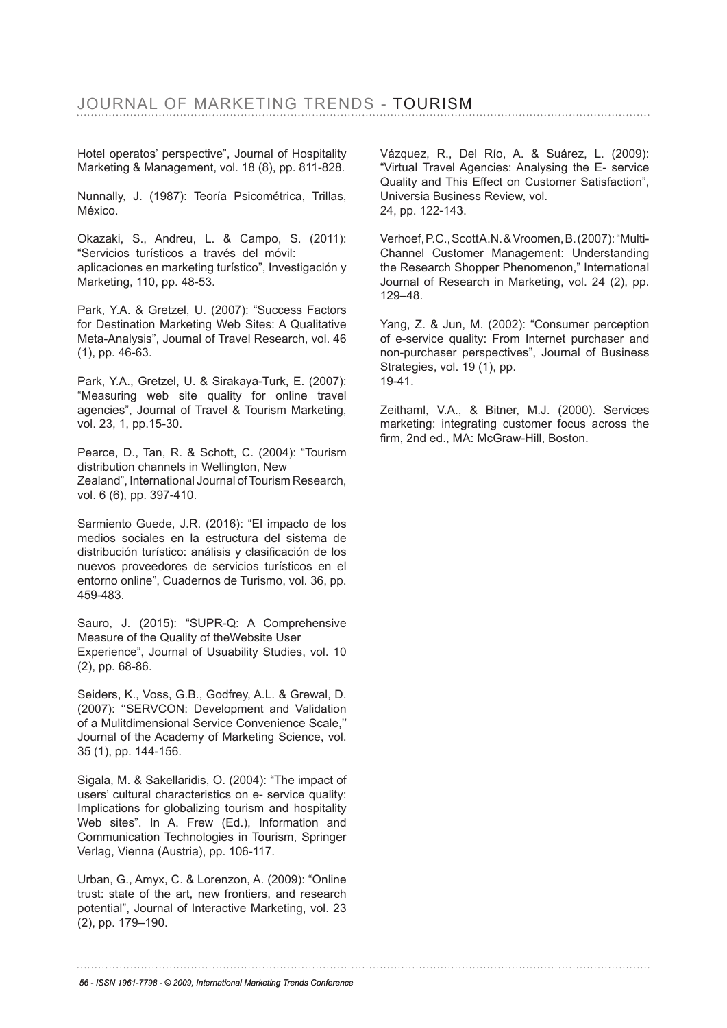Hotel operatos' perspective", Journal of Hospitality Marketing & Management, vol. 18 (8), pp. 811-828.

Nunnally, J. (1987): Teoría Psicométrica, Trillas, México.

Okazaki, S., Andreu, L. & Campo, S. (2011): "Servicios turísticos a través del móvil: aplicaciones en marketing turístico", Investigación y Marketing, 110, pp. 48-53.

Park, Y.A. & Gretzel, U. (2007): "Success Factors for Destination Marketing Web Sites: A Qualitative Meta-Analysis", Journal of Travel Research, vol. 46 (1), pp. 46-63.

Park, Y.A., Gretzel, U. & Sirakaya-Turk, E. (2007): "Measuring web site quality for online travel agencies", Journal of Travel & Tourism Marketing, vol. 23, 1, pp.15-30.

Pearce, D., Tan, R. & Schott, C. (2004): "Tourism distribution channels in Wellington, New Zealand", International Journal of Tourism Research, vol. 6 (6), pp. 397-410.

Sarmiento Guede, J.R. (2016): "El impacto de los medios sociales en la estructura del sistema de distribución turístico: análisis y clasificación de los nuevos proveedores de servicios turísticos en el entorno online", Cuadernos de Turismo, vol. 36, pp. 459-483.

Sauro, J. (2015): "SUPR-Q: A Comprehensive Measure of the Quality of theWebsite User Experience", Journal of Usuability Studies, vol. 10 (2), pp. 68-86.

Seiders, K., Voss, G.B., Godfrey, A.L. & Grewal, D. (2007): ''SERVCON: Development and Validation of a Mulitdimensional Service Convenience Scale,'' Journal of the Academy of Marketing Science, vol. 35 (1), pp. 144-156.

Sigala, M. & Sakellaridis, O. (2004): "The impact of users' cultural characteristics on e- service quality: Implications for globalizing tourism and hospitality Web sites". In A. Frew (Ed.), Information and Communication Technologies in Tourism, Springer Verlag, Vienna (Austria), pp. 106-117.

Urban, G., Amyx, C. & Lorenzon, A. (2009): "Online trust: state of the art, new frontiers, and research potential", Journal of Interactive Marketing, vol. 23 (2), pp. 179–190.

Vázquez, R., Del Río, A. & Suárez, L. (2009): "Virtual Travel Agencies: Analysing the E- service Quality and This Effect on Customer Satisfaction", Universia Business Review, vol. 24, pp. 122-143.

Verhoef, P.C., Scott A.N. & Vroomen, B. (2007): "Multi-Channel Customer Management: Understanding the Research Shopper Phenomenon," International Journal of Research in Marketing, vol. 24 (2), pp. 129–48.

Yang, Z. & Jun, M. (2002): "Consumer perception of e-service quality: From Internet purchaser and non-purchaser perspectives", Journal of Business Strategies, vol. 19 (1), pp. 19-41.

Zeithaml, V.A., & Bitner, M.J. (2000). Services marketing: integrating customer focus across the firm, 2nd ed., MA: McGraw-Hill, Boston.